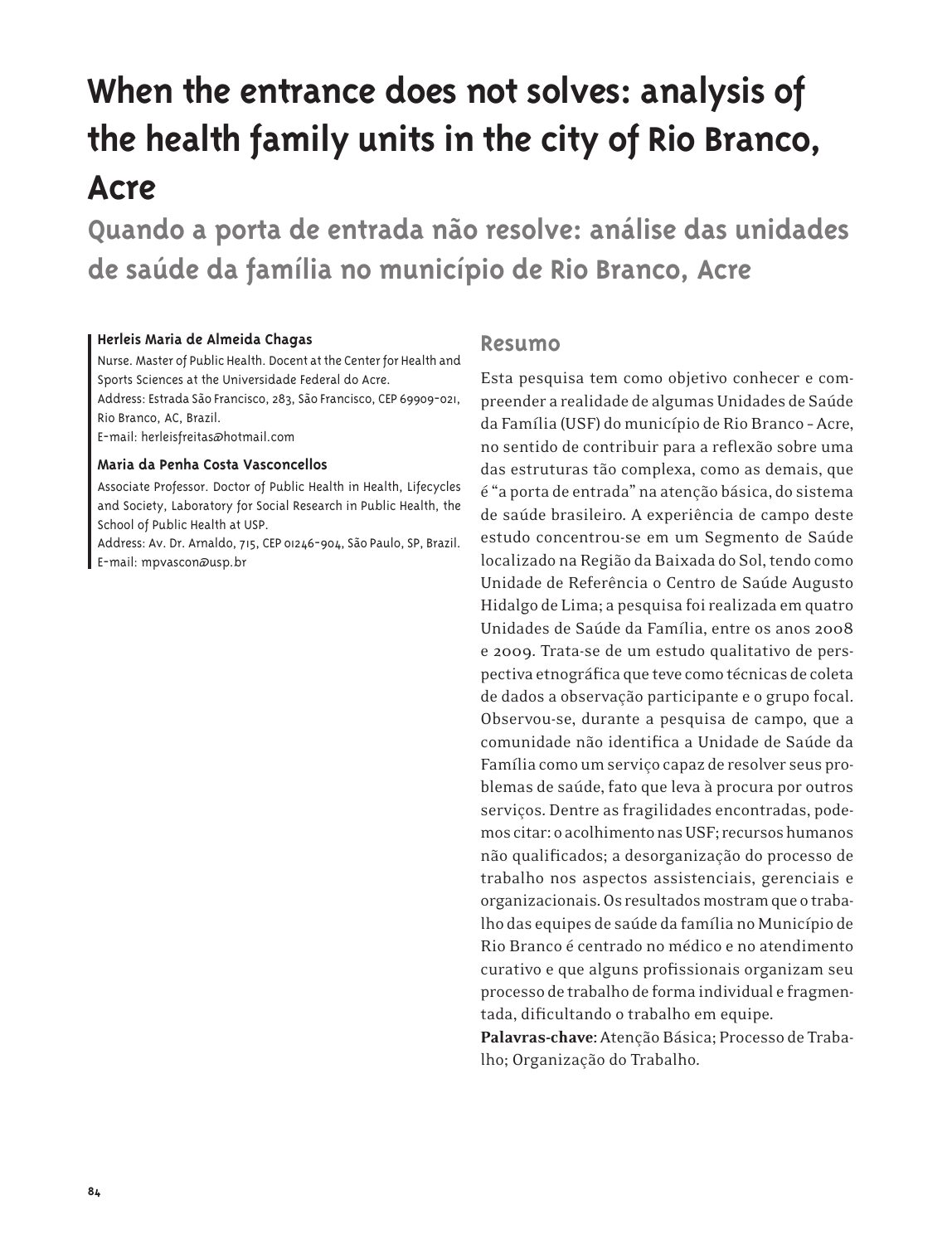# When the entrance does not solves: analysis of the health family units in the city of Rio Branco, Acre

## Quando a porta de entrada não resolve: análise das unidades de saúde da família no município de Rio Branco, Acre

**Herleis Maria de Almeida Chagas**

Nurse. Master of Public Health. Docent at the Center for Health and Sports Sciences at the Universidade Federal do Acre.
Address: Estrada São Francisco, 283, São Francisco, CEP 69909-021, Rio Branco, AC, Brazil.
E-mail: herleisfreitas@hotmail.com

**Maria da Penha Costa Vasconcellos**

Associate Professor. Doctor of Public Health in Health, Lifecycles and Society, Laboratory for Social Research in Public Health, the School of Public Health at USP.
Address: Av. Dr. Arnaldo, 715, CEP 01246-904, São Paulo, SP, Brazil.
E-mail: mpvascon@usp.br

## Resumo

Esta pesquisa tem como objetivo conhecer e compreender a realidade de algumas Unidades de Saúde da Família (USF) do município de Rio Branco – Acre, no sentido de contribuir para a reflexão sobre uma das estruturas tão complexa, como as demais, que é "a porta de entrada" na atenção básica, do sistema de saúde brasileiro. A experiência de campo deste estudo concentrou-se em um Segmento de Saúde localizado na Região da Baixada do Sol, tendo como Unidade de Referência o Centro de Saúde Augusto Hidalgo de Lima; a pesquisa foi realizada em quatro Unidades de Saúde da Família, entre os anos 2008 e 2009. Trata-se de um estudo qualitativo de perspectiva etnográfica que teve como técnicas de coleta de dados a observação participante e o grupo focal. Observou-se, durante a pesquisa de campo, que a comunidade não identifica a Unidade de Saúde da Família como um serviço capaz de resolver seus problemas de saúde, fato que leva à procura por outros serviços. Dentre as fragilidades encontradas, podemos citar: o acolhimento nas USF; recursos humanos não qualificados; a desorganização do processo de trabalho nos aspectos assistenciais, gerenciais e organizacionais. Os resultados mostram que o trabalho das equipes de saúde da família no Município de Rio Branco é centrado no médico e no atendimento curativo e que alguns profissionais organizam seu processo de trabalho de forma individual e fragmentada, dificultando o trabalho em equipe.

**Palavras-chave**: Atenção Básica; Processo de Trabalho; Organização do Trabalho.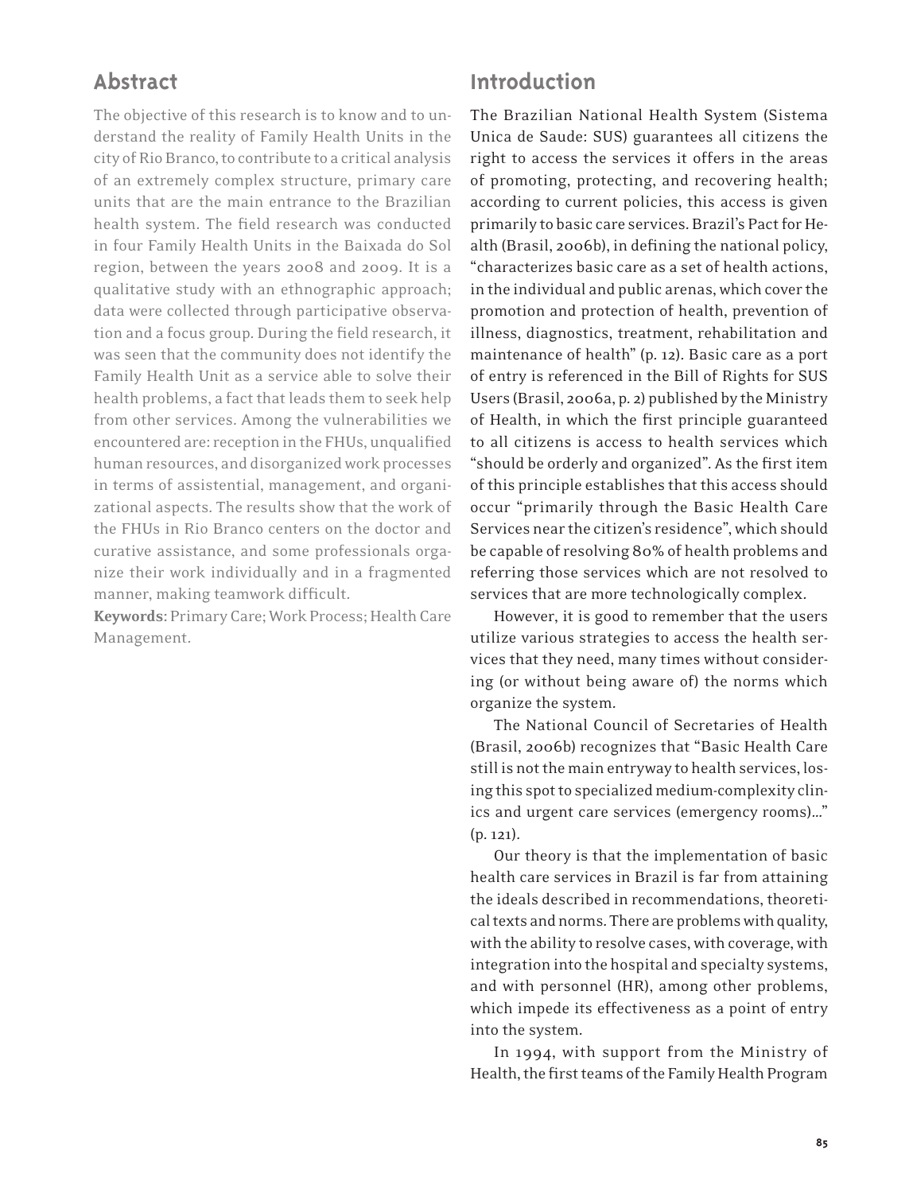## Abstract

The objective of this research is to know and to understand the reality of Family Health Units in the city of Rio Branco, to contribute to a critical analysis of an extremely complex structure, primary care units that are the main entrance to the Brazilian health system. The field research was conducted in four Family Health Units in the Baixada do Sol region, between the years 2008 and 2009. It is a qualitative study with an ethnographic approach; data were collected through participative observation and a focus group. During the field research, it was seen that the community does not identify the Family Health Unit as a service able to solve their health problems, a fact that leads them to seek help from other services. Among the vulnerabilities we encountered are: reception in the FHUs, unqualified human resources, and disorganized work processes in terms of assistential, management, and organizational aspects. The results show that the work of the FHUs in Rio Branco centers on the doctor and curative assistance, and some professionals organize their work individually and in a fragmented manner, making teamwork difficult.

**Keywords**: Primary Care; Work Process; Health Care Management.

## Introduction

The Brazilian National Health System (Sistema Unica de Saude: SUS) guarantees all citizens the right to access the services it offers in the areas of promoting, protecting, and recovering health; according to current policies, this access is given primarily to basic care services. Brazil's Pact for Health (Brasil, 2006b), in defining the national policy, "characterizes basic care as a set of health actions, in the individual and public arenas, which cover the promotion and protection of health, prevention of illness, diagnostics, treatment, rehabilitation and maintenance of health" (p. 12). Basic care as a port of entry is referenced in the Bill of Rights for SUS Users (Brasil, 2006a, p. 2) published by the Ministry of Health, in which the first principle guaranteed to all citizens is access to health services which "should be orderly and organized". As the first item of this principle establishes that this access should occur "primarily through the Basic Health Care Services near the citizen's residence", which should be capable of resolving 80% of health problems and referring those services which are not resolved to services that are more technologically complex.

However, it is good to remember that the users utilize various strategies to access the health services that they need, many times without considering (or without being aware of) the norms which organize the system.

The National Council of Secretaries of Health (Brasil, 2006b) recognizes that "Basic Health Care still is not the main entryway to health services, losing this spot to specialized medium-complexity clinics and urgent care services (emergency rooms)..." (p. 121).

Our theory is that the implementation of basic health care services in Brazil is far from attaining the ideals described in recommendations, theoretical texts and norms. There are problems with quality, with the ability to resolve cases, with coverage, with integration into the hospital and specialty systems, and with personnel (HR), among other problems, which impede its effectiveness as a point of entry into the system.

In 1994, with support from the Ministry of Health, the first teams of the Family Health Program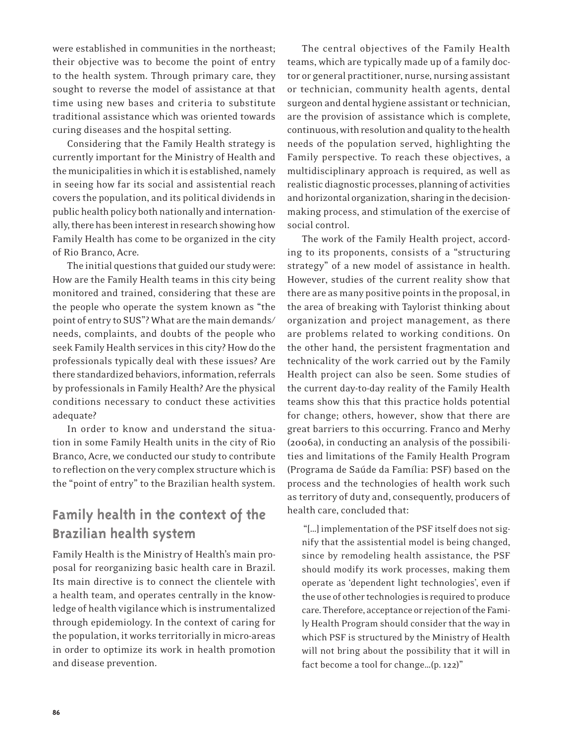were established in communities in the northeast; their objective was to become the point of entry to the health system. Through primary care, they sought to reverse the model of assistance at that time using new bases and criteria to substitute traditional assistance which was oriented towards curing diseases and the hospital setting.

Considering that the Family Health strategy is currently important for the Ministry of Health and the municipalities in which it is established, namely in seeing how far its social and assistential reach covers the population, and its political dividends in public health policy both nationally and internationally, there has been interest in research showing how Family Health has come to be organized in the city of Rio Branco, Acre.

The initial questions that guided our study were: How are the Family Health teams in this city being monitored and trained, considering that these are the people who operate the system known as "the point of entry to SUS"? What are the main demands/needs, complaints, and doubts of the people who seek Family Health services in this city? How do the professionals typically deal with these issues? Are there standardized behaviors, information, referrals by professionals in Family Health? Are the physical conditions necessary to conduct these activities adequate?

In order to know and understand the situation in some Family Health units in the city of Rio Branco, Acre, we conducted our study to contribute to reflection on the very complex structure which is the "point of entry" to the Brazilian health system.

## Family health in the context of the Brazilian health system

Family Health is the Ministry of Health's main proposal for reorganizing basic health care in Brazil. Its main directive is to connect the clientele with a health team, and operates centrally in the knowledge of health vigilance which is instrumentalized through epidemiology. In the context of caring for the population, it works territorially in micro-areas in order to optimize its work in health promotion and disease prevention.

The central objectives of the Family Health teams, which are typically made up of a family doctor or general practitioner, nurse, nursing assistant or technician, community health agents, dental surgeon and dental hygiene assistant or technician, are the provision of assistance which is complete, continuous, with resolution and quality to the health needs of the population served, highlighting the Family perspective. To reach these objectives, a multidisciplinary approach is required, as well as realistic diagnostic processes, planning of activities and horizontal organization, sharing in the decision-making process, and stimulation of the exercise of social control.

The work of the Family Health project, according to its proponents, consists of a "structuring strategy" of a new model of assistance in health. However, studies of the current reality show that there are as many positive points in the proposal, in the area of breaking with Taylorist thinking about organization and project management, as there are problems related to working conditions. On the other hand, the persistent fragmentation and technicality of the work carried out by the Family Health project can also be seen. Some studies of the current day-to-day reality of the Family Health teams show this that this practice holds potential for change; others, however, show that there are great barriers to this occurring. Franco and Merhy (2006a), in conducting an analysis of the possibilities and limitations of the Family Health Program (Programa de Saúde da Família: PSF) based on the process and the technologies of health work such as territory of duty and, consequently, producers of health care, concluded that:

> "[...] implementation of the PSF itself does not signify that the assistential model is being changed, since by remodeling health assistance, the PSF should modify its work processes, making them operate as 'dependent light technologies', even if the use of other technologies is required to produce care. Therefore, acceptance or rejection of the Family Health Program should consider that the way in which PSF is structured by the Ministry of Health will not bring about the possibility that it will in fact become a tool for change...(p. 122)"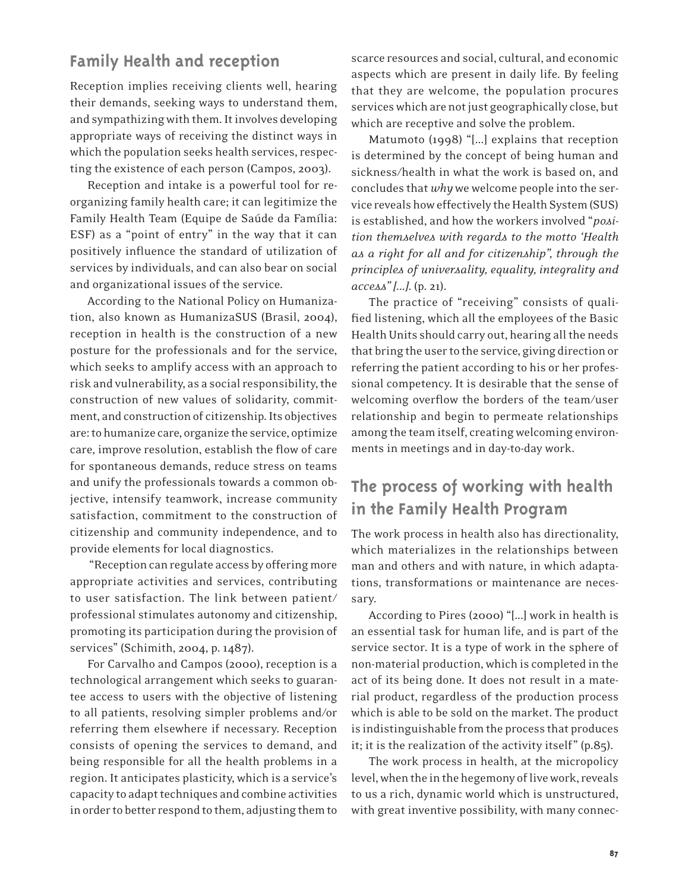## Family Health and reception

Reception implies receiving clients well, hearing their demands, seeking ways to understand them, and sympathizing with them. It involves developing appropriate ways of receiving the distinct ways in which the population seeks health services, respecting the existence of each person (Campos, 2003).

Reception and intake is a powerful tool for reorganizing family health care; it can legitimize the Family Health Team (Equipe de Saúde da Família: ESF) as a "point of entry" in the way that it can positively influence the standard of utilization of services by individuals, and can also bear on social and organizational issues of the service.

According to the National Policy on Humanization, also known as HumanizaSUS (Brasil, 2004), reception in health is the construction of a new posture for the professionals and for the service, which seeks to amplify access with an approach to risk and vulnerability, as a social responsibility, the construction of new values of solidarity, commitment, and construction of citizenship. Its objectives are: to humanize care, organize the service, optimize care, improve resolution, establish the flow of care for spontaneous demands, reduce stress on teams and unify the professionals towards a common objective, intensify teamwork, increase community satisfaction, commitment to the construction of citizenship and community independence, and to provide elements for local diagnostics.

"Reception can regulate access by offering more appropriate activities and services, contributing to user satisfaction. The link between patient/professional stimulates autonomy and citizenship, promoting its participation during the provision of services" (Schimith, 2004, p. 1487).

For Carvalho and Campos (2000), reception is a technological arrangement which seeks to guarantee access to users with the objective of listening to all patients, resolving simpler problems and/or referring them elsewhere if necessary. Reception consists of opening the services to demand, and being responsible for all the health problems in a region. It anticipates plasticity, which is a service's capacity to adapt techniques and combine activities in order to better respond to them, adjusting them to scarce resources and social, cultural, and economic aspects which are present in daily life. By feeling that they are welcome, the population procures services which are not just geographically close, but which are receptive and solve the problem.

Matumoto (1998) "[...] explains that reception is determined by the concept of being human and sickness/health in what the work is based on, and concludes that *why* we welcome people into the service reveals how effectively the Health System (SUS) is established, and how the workers involved "*position themselves with regards to the motto 'Health as a right for all and for citizenship", through the principles of universality, equality, integrality and access" [...].* (p. 21).

The practice of "receiving" consists of qualified listening, which all the employees of the Basic Health Units should carry out, hearing all the needs that bring the user to the service, giving direction or referring the patient according to his or her professional competency. It is desirable that the sense of welcoming overflow the borders of the team/user relationship and begin to permeate relationships among the team itself, creating welcoming environments in meetings and in day-to-day work.

## The process of working with health in the Family Health Program

The work process in health also has directionality, which materializes in the relationships between man and others and with nature, in which adaptations, transformations or maintenance are necessary.

According to Pires (2000) "[...] work in health is an essential task for human life, and is part of the service sector. It is a type of work in the sphere of non-material production, which is completed in the act of its being done. It does not result in a material product, regardless of the production process which is able to be sold on the market. The product is indistinguishable from the process that produces it; it is the realization of the activity itself" (p.85).

The work process in health, at the micropolicy level, when the in the hegemony of live work, reveals to us a rich, dynamic world which is unstructured, with great inventive possibility, with many connec-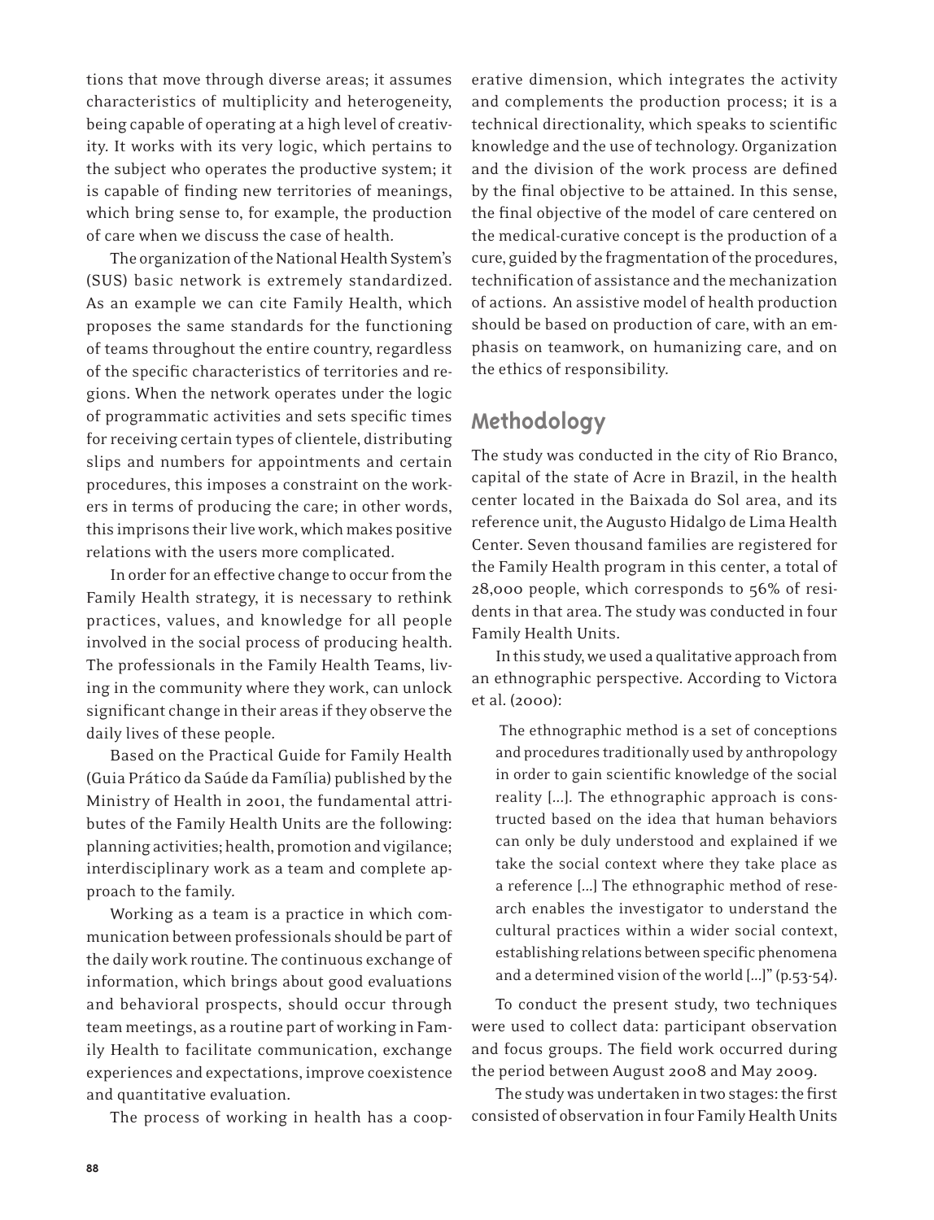tions that move through diverse areas; it assumes characteristics of multiplicity and heterogeneity, being capable of operating at a high level of creativity. It works with its very logic, which pertains to the subject who operates the productive system; it is capable of finding new territories of meanings, which bring sense to, for example, the production of care when we discuss the case of health.

The organization of the National Health System's (SUS) basic network is extremely standardized. As an example we can cite Family Health, which proposes the same standards for the functioning of teams throughout the entire country, regardless of the specific characteristics of territories and regions. When the network operates under the logic of programmatic activities and sets specific times for receiving certain types of clientele, distributing slips and numbers for appointments and certain procedures, this imposes a constraint on the workers in terms of producing the care; in other words, this imprisons their live work, which makes positive relations with the users more complicated.

In order for an effective change to occur from the Family Health strategy, it is necessary to rethink practices, values, and knowledge for all people involved in the social process of producing health. The professionals in the Family Health Teams, living in the community where they work, can unlock significant change in their areas if they observe the daily lives of these people.

Based on the Practical Guide for Family Health (Guia Prático da Saúde da Família) published by the Ministry of Health in 2001, the fundamental attributes of the Family Health Units are the following: planning activities; health, promotion and vigilance; interdisciplinary work as a team and complete approach to the family.

Working as a team is a practice in which communication between professionals should be part of the daily work routine. The continuous exchange of information, which brings about good evaluations and behavioral prospects, should occur through team meetings, as a routine part of working in Family Health to facilitate communication, exchange experiences and expectations, improve coexistence and quantitative evaluation.

The process of working in health has a cooperative dimension, which integrates the activity and complements the production process; it is a technical directionality, which speaks to scientific knowledge and the use of technology. Organization and the division of the work process are defined by the final objective to be attained. In this sense, the final objective of the model of care centered on the medical-curative concept is the production of a cure, guided by the fragmentation of the procedures, technification of assistance and the mechanization of actions. An assistive model of health production should be based on production of care, with an emphasis on teamwork, on humanizing care, and on the ethics of responsibility.

## Methodology

The study was conducted in the city of Rio Branco, capital of the state of Acre in Brazil, in the health center located in the Baixada do Sol area, and its reference unit, the Augusto Hidalgo de Lima Health Center. Seven thousand families are registered for the Family Health program in this center, a total of 28,000 people, which corresponds to 56% of residents in that area. The study was conducted in four Family Health Units.

In this study, we used a qualitative approach from an ethnographic perspective. According to Victora et al. (2000):

> The ethnographic method is a set of conceptions and procedures traditionally used by anthropology in order to gain scientific knowledge of the social reality [...]. The ethnographic approach is constructed based on the idea that human behaviors can only be duly understood and explained if we take the social context where they take place as a reference [...] The ethnographic method of research enables the investigator to understand the cultural practices within a wider social context, establishing relations between specific phenomena and a determined vision of the world [...]" (p.53-54).

To conduct the present study, two techniques were used to collect data: participant observation and focus groups. The field work occurred during the period between August 2008 and May 2009.

The study was undertaken in two stages: the first consisted of observation in four Family Health Units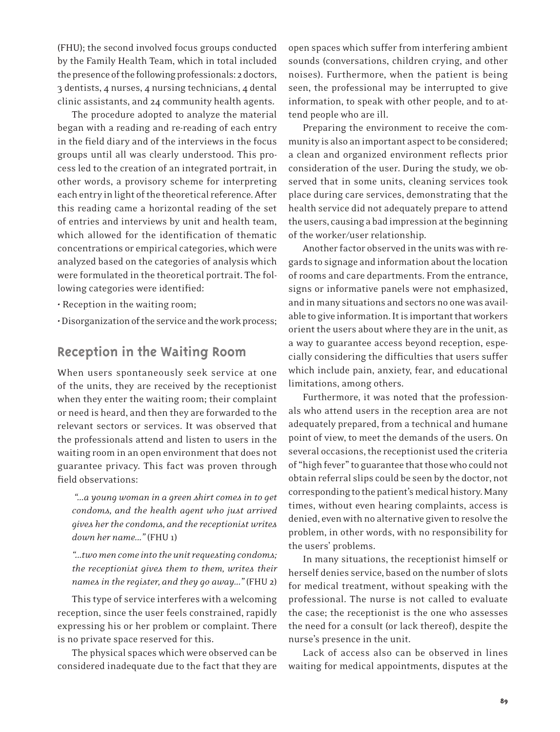(FHU); the second involved focus groups conducted by the Family Health Team, which in total included the presence of the following professionals: 2 doctors, 3 dentists, 4 nurses, 4 nursing technicians, 4 dental clinic assistants, and 24 community health agents.

The procedure adopted to analyze the material began with a reading and re-reading of each entry in the field diary and of the interviews in the focus groups until all was clearly understood. This process led to the creation of an integrated portrait, in other words, a provisory scheme for interpreting each entry in light of the theoretical reference. After this reading came a horizontal reading of the set of entries and interviews by unit and health team, which allowed for the identification of thematic concentrations or empirical categories, which were analyzed based on the categories of analysis which were formulated in the theoretical portrait. The following categories were identified:

- Reception in the waiting room;
- Disorganization of the service and the work process;

## Reception in the Waiting Room

When users spontaneously seek service at one of the units, they are received by the receptionist when they enter the waiting room; their complaint or need is heard, and then they are forwarded to the relevant sectors or services. It was observed that the professionals attend and listen to users in the waiting room in an open environment that does not guarantee privacy. This fact was proven through field observations:

> *"...a young woman in a green shirt comes in to get condoms, and the health agent who just arrived gives her the condoms, and the receptionist writes down her name..."* (FHU 1)

> *"...two men come into the unit requesting condoms; the receptionist gives them to them, writes their names in the register, and they go away..."* (FHU 2)

This type of service interferes with a welcoming reception, since the user feels constrained, rapidly expressing his or her problem or complaint. There is no private space reserved for this.

The physical spaces which were observed can be considered inadequate due to the fact that they are open spaces which suffer from interfering ambient sounds (conversations, children crying, and other noises). Furthermore, when the patient is being seen, the professional may be interrupted to give information, to speak with other people, and to attend people who are ill.

Preparing the environment to receive the community is also an important aspect to be considered; a clean and organized environment reflects prior consideration of the user. During the study, we observed that in some units, cleaning services took place during care services, demonstrating that the health service did not adequately prepare to attend the users, causing a bad impression at the beginning of the worker/user relationship.

Another factor observed in the units was with regards to signage and information about the location of rooms and care departments. From the entrance, signs or informative panels were not emphasized, and in many situations and sectors no one was available to give information. It is important that workers orient the users about where they are in the unit, as a way to guarantee access beyond reception, especially considering the difficulties that users suffer which include pain, anxiety, fear, and educational limitations, among others.

Furthermore, it was noted that the professionals who attend users in the reception area are not adequately prepared, from a technical and humane point of view, to meet the demands of the users. On several occasions, the receptionist used the criteria of "high fever" to guarantee that those who could not obtain referral slips could be seen by the doctor, not corresponding to the patient's medical history. Many times, without even hearing complaints, access is denied, even with no alternative given to resolve the problem, in other words, with no responsibility for the users' problems.

In many situations, the receptionist himself or herself denies service, based on the number of slots for medical treatment, without speaking with the professional. The nurse is not called to evaluate the case; the receptionist is the one who assesses the need for a consult (or lack thereof), despite the nurse's presence in the unit.

Lack of access also can be observed in lines waiting for medical appointments, disputes at the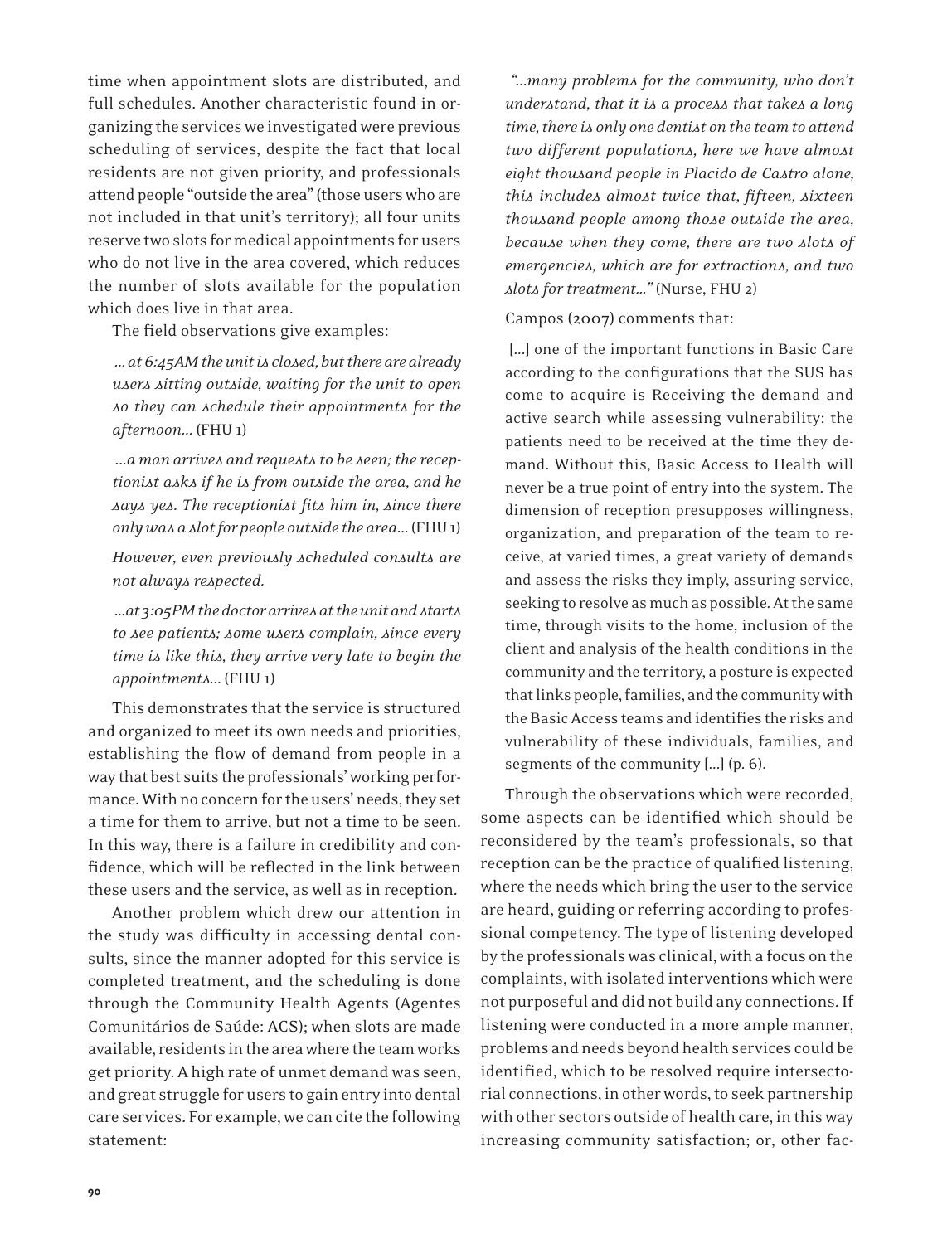time when appointment slots are distributed, and full schedules. Another characteristic found in organizing the services we investigated were previous scheduling of services, despite the fact that local residents are not given priority, and professionals attend people "outside the area" (those users who are not included in that unit's territory); all four units reserve two slots for medical appointments for users who do not live in the area covered, which reduces the number of slots available for the population which does live in that area.

The field observations give examples:

> *... at 6:45AM the unit is closed, but there are already users sitting outside, waiting for the unit to open so they can schedule their appointments for the afternoon...* (FHU 1)

> *...a man arrives and requests to be seen; the receptionist asks if he is from outside the area, and he says yes. The receptionist fits him in, since there only was a slot for people outside the area...* (FHU 1)

> *However, even previously scheduled consults are not always respected.*

> *...at 3:05PM the doctor arrives at the unit and starts to see patients; some users complain, since every time is like this, they arrive very late to begin the appointments...* (FHU 1)

This demonstrates that the service is structured and organized to meet its own needs and priorities, establishing the flow of demand from people in a way that best suits the professionals' working performance. With no concern for the users' needs, they set a time for them to arrive, but not a time to be seen. In this way, there is a failure in credibility and confidence, which will be reflected in the link between these users and the service, as well as in reception.

Another problem which drew our attention in the study was difficulty in accessing dental consults, since the manner adopted for this service is completed treatment, and the scheduling is done through the Community Health Agents (Agentes Comunitários de Saúde: ACS); when slots are made available, residents in the area where the team works get priority. A high rate of unmet demand was seen, and great struggle for users to gain entry into dental care services. For example, we can cite the following statement:

> *"...many problems for the community, who don't understand, that it is a process that takes a long time, there is only one dentist on the team to attend two different populations, here we have almost eight thousand people in Placido de Castro alone, this includes almost twice that, fifteen, sixteen thousand people among those outside the area, because when they come, there are two slots of emergencies, which are for extractions, and two slots for treatment..."* (Nurse, FHU 2)

Campos (2007) comments that:

> [...] one of the important functions in Basic Care according to the configurations that the SUS has come to acquire is Receiving the demand and active search while assessing vulnerability: the patients need to be received at the time they demand. Without this, Basic Access to Health will never be a true point of entry into the system. The dimension of reception presupposes willingness, organization, and preparation of the team to receive, at varied times, a great variety of demands and assess the risks they imply, assuring service, seeking to resolve as much as possible. At the same time, through visits to the home, inclusion of the client and analysis of the health conditions in the community and the territory, a posture is expected that links people, families, and the community with the Basic Access teams and identifies the risks and vulnerability of these individuals, families, and segments of the community [...] (p. 6).

Through the observations which were recorded, some aspects can be identified which should be reconsidered by the team's professionals, so that reception can be the practice of qualified listening, where the needs which bring the user to the service are heard, guiding or referring according to professional competency. The type of listening developed by the professionals was clinical, with a focus on the complaints, with isolated interventions which were not purposeful and did not build any connections. If listening were conducted in a more ample manner, problems and needs beyond health services could be identified, which to be resolved require intersectorial connections, in other words, to seek partnership with other sectors outside of health care, in this way increasing community satisfaction; or, other fac-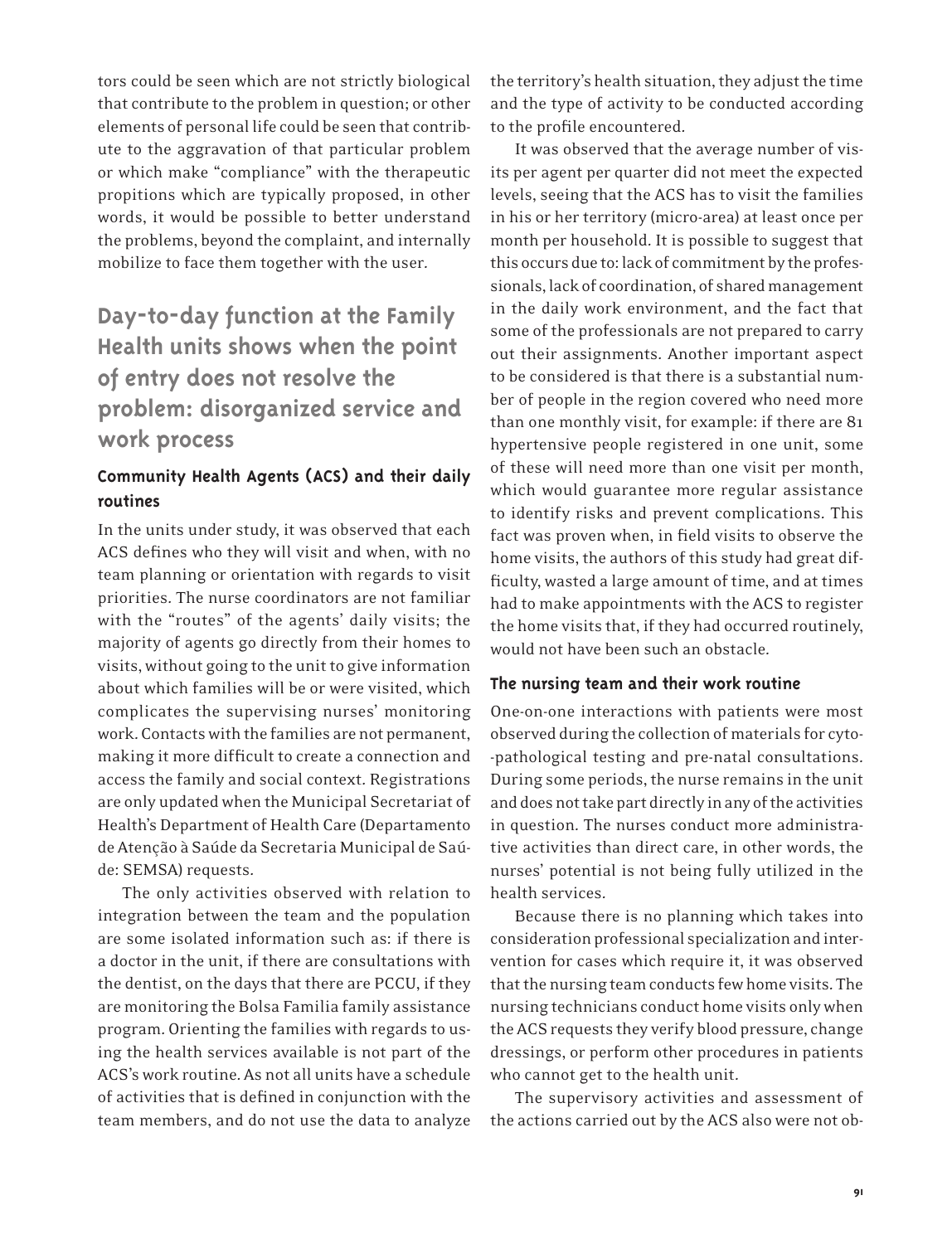tors could be seen which are not strictly biological that contribute to the problem in question; or other elements of personal life could be seen that contribute to the aggravation of that particular problem or which make "compliance" with the therapeutic propitions which are typically proposed, in other words, it would be possible to better understand the problems, beyond the complaint, and internally mobilize to face them together with the user.

## Day-to-day function at the Family Health units shows when the point of entry does not resolve the problem: disorganized service and work process

### Community Health Agents (ACS) and their daily routines

In the units under study, it was observed that each ACS defines who they will visit and when, with no team planning or orientation with regards to visit priorities. The nurse coordinators are not familiar with the "routes" of the agents' daily visits; the majority of agents go directly from their homes to visits, without going to the unit to give information about which families will be or were visited, which complicates the supervising nurses' monitoring work. Contacts with the families are not permanent, making it more difficult to create a connection and access the family and social context. Registrations are only updated when the Municipal Secretariat of Health's Department of Health Care (Departamento de Atenção à Saúde da Secretaria Municipal de Saúde: SEMSA) requests.

The only activities observed with relation to integration between the team and the population are some isolated information such as: if there is a doctor in the unit, if there are consultations with the dentist, on the days that there are PCCU, if they are monitoring the Bolsa Familia family assistance program. Orienting the families with regards to using the health services available is not part of the ACS's work routine. As not all units have a schedule of activities that is defined in conjunction with the team members, and do not use the data to analyze the territory's health situation, they adjust the time and the type of activity to be conducted according to the profile encountered.

It was observed that the average number of visits per agent per quarter did not meet the expected levels, seeing that the ACS has to visit the families in his or her territory (micro-area) at least once per month per household. It is possible to suggest that this occurs due to: lack of commitment by the professionals, lack of coordination, of shared management in the daily work environment, and the fact that some of the professionals are not prepared to carry out their assignments. Another important aspect to be considered is that there is a substantial number of people in the region covered who need more than one monthly visit, for example: if there are 81 hypertensive people registered in one unit, some of these will need more than one visit per month, which would guarantee more regular assistance to identify risks and prevent complications. This fact was proven when, in field visits to observe the home visits, the authors of this study had great difficulty, wasted a large amount of time, and at times had to make appointments with the ACS to register the home visits that, if they had occurred routinely, would not have been such an obstacle.

### The nursing team and their work routine

One-on-one interactions with patients were most observed during the collection of materials for cyto-pathological testing and pre-natal consultations. During some periods, the nurse remains in the unit and does not take part directly in any of the activities in question. The nurses conduct more administrative activities than direct care, in other words, the nurses' potential is not being fully utilized in the health services.

Because there is no planning which takes into consideration professional specialization and intervention for cases which require it, it was observed that the nursing team conducts few home visits. The nursing technicians conduct home visits only when the ACS requests they verify blood pressure, change dressings, or perform other procedures in patients who cannot get to the health unit.

The supervisory activities and assessment of the actions carried out by the ACS also were not ob-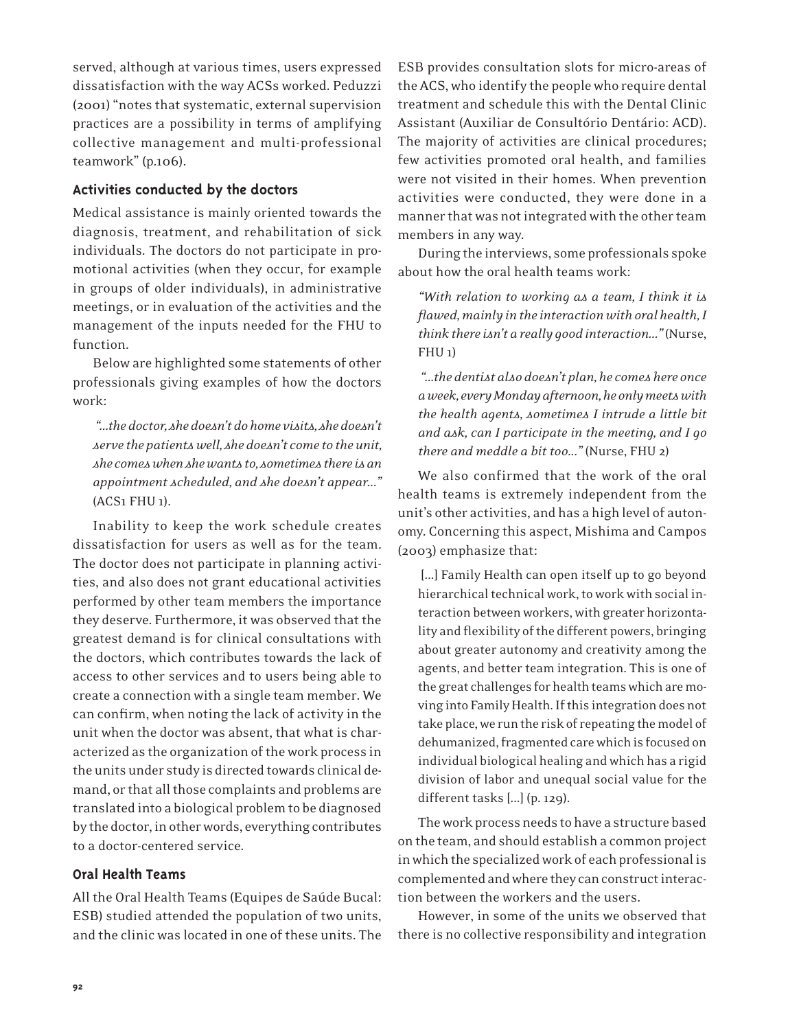served, although at various times, users expressed dissatisfaction with the way ACSs worked. Peduzzi (2001) "notes that systematic, external supervision practices are a possibility in terms of amplifying collective management and multi-professional teamwork" (p.106).

### Activities conducted by the doctors

Medical assistance is mainly oriented towards the diagnosis, treatment, and rehabilitation of sick individuals. The doctors do not participate in promotional activities (when they occur, for example in groups of older individuals), in administrative meetings, or in evaluation of the activities and the management of the inputs needed for the FHU to function.

Below are highlighted some statements of other professionals giving examples of how the doctors work:

> *"...the doctor, she doesn't do home visits, she doesn't serve the patients well, she doesn't come to the unit, she comes when she wants to, sometimes there is an appointment scheduled, and she doesn't appear..."* (ACS1 FHU 1).

Inability to keep the work schedule creates dissatisfaction for users as well as for the team. The doctor does not participate in planning activities, and also does not grant educational activities performed by other team members the importance they deserve. Furthermore, it was observed that the greatest demand is for clinical consultations with the doctors, which contributes towards the lack of access to other services and to users being able to create a connection with a single team member. We can confirm, when noting the lack of activity in the unit when the doctor was absent, that what is characterized as the organization of the work process in the units under study is directed towards clinical demand, or that all those complaints and problems are translated into a biological problem to be diagnosed by the doctor, in other words, everything contributes to a doctor-centered service.

### Oral Health Teams

All the Oral Health Teams (Equipes de Saúde Bucal: ESB) studied attended the population of two units, and the clinic was located in one of these units. The ESB provides consultation slots for micro-areas of the ACS, who identify the people who require dental treatment and schedule this with the Dental Clinic Assistant (Auxiliar de Consultório Dentário: ACD). The majority of activities are clinical procedures; few activities promoted oral health, and families were not visited in their homes. When prevention activities were conducted, they were done in a manner that was not integrated with the other team members in any way.

During the interviews, some professionals spoke about how the oral health teams work:

> *"With relation to working as a team, I think it is flawed, mainly in the interaction with oral health, I think there isn't a really good interaction..."* (Nurse, FHU 1)

> *"...the dentist also doesn't plan, he comes here once a week, every Monday afternoon, he only meets with the health agents, sometimes I intrude a little bit and ask, can I participate in the meeting, and I go there and meddle a bit too..."* (Nurse, FHU 2)

We also confirmed that the work of the oral health teams is extremely independent from the unit's other activities, and has a high level of autonomy. Concerning this aspect, Mishima and Campos (2003) emphasize that:

> [...] Family Health can open itself up to go beyond hierarchical technical work, to work with social interaction between workers, with greater horizontality and flexibility of the different powers, bringing about greater autonomy and creativity among the agents, and better team integration. This is one of the great challenges for health teams which are moving into Family Health. If this integration does not take place, we run the risk of repeating the model of dehumanized, fragmented care which is focused on individual biological healing and which has a rigid division of labor and unequal social value for the different tasks [...] (p. 129).

The work process needs to have a structure based on the team, and should establish a common project in which the specialized work of each professional is complemented and where they can construct interaction between the workers and the users.

However, in some of the units we observed that there is no collective responsibility and integration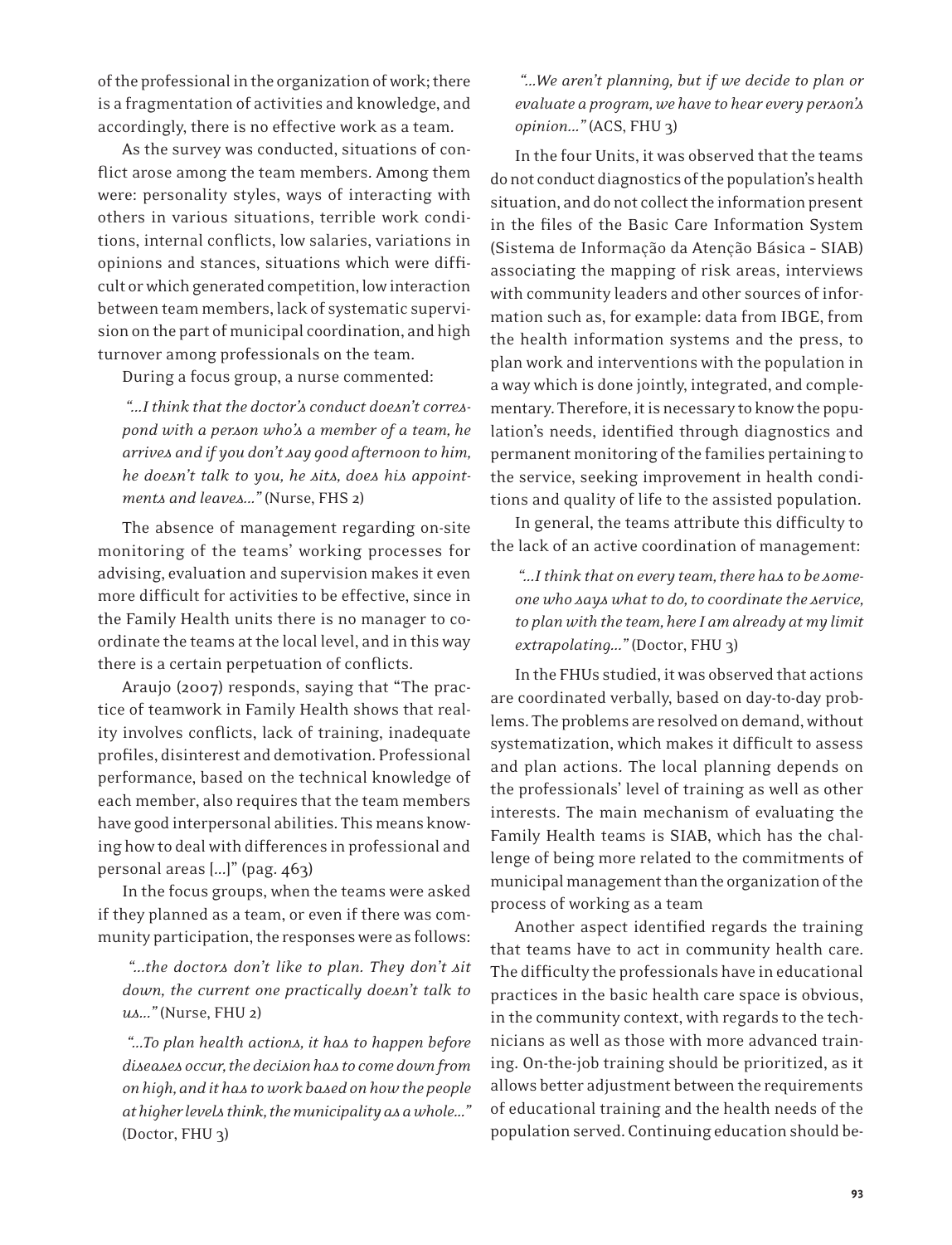of the professional in the organization of work; there is a fragmentation of activities and knowledge, and accordingly, there is no effective work as a team.

As the survey was conducted, situations of conflict arose among the team members. Among them were: personality styles, ways of interacting with others in various situations, terrible work conditions, internal conflicts, low salaries, variations in opinions and stances, situations which were difficult or which generated competition, low interaction between team members, lack of systematic supervision on the part of municipal coordination, and high turnover among professionals on the team.

During a focus group, a nurse commented:

*"...I think that the doctor's conduct doesn't correspond with a person who's a member of a team, he arrives and if you don't say good afternoon to him, he doesn't talk to you, he sits, does his appointments and leaves..."* (Nurse, FHS 2)

The absence of management regarding on-site monitoring of the teams' working processes for advising, evaluation and supervision makes it even more difficult for activities to be effective, since in the Family Health units there is no manager to coordinate the teams at the local level, and in this way there is a certain perpetuation of conflicts.

Araujo (2007) responds, saying that "The practice of teamwork in Family Health shows that reality involves conflicts, lack of training, inadequate profiles, disinterest and demotivation. Professional performance, based on the technical knowledge of each member, also requires that the team members have good interpersonal abilities. This means knowing how to deal with differences in professional and personal areas [...]" (pag. 463)

In the focus groups, when the teams were asked if they planned as a team, or even if there was community participation, the responses were as follows:

*"...the doctors don't like to plan. They don't sit down, the current one practically doesn't talk to us..."* (Nurse, FHU 2)

*"...To plan health actions, it has to happen before diseases occur, the decision has to come down from on high, and it has to work based on how the people at higher levels think, the municipality as a whole..."* (Doctor, FHU 3)

*"...We aren't planning, but if we decide to plan or evaluate a program, we have to hear every person's opinion..."* (ACS, FHU 3)

In the four Units, it was observed that the teams do not conduct diagnostics of the population's health situation, and do not collect the information present in the files of the Basic Care Information System (Sistema de Informação da Atenção Básica – SIAB) associating the mapping of risk areas, interviews with community leaders and other sources of information such as, for example: data from IBGE, from the health information systems and the press, to plan work and interventions with the population in a way which is done jointly, integrated, and complementary. Therefore, it is necessary to know the population's needs, identified through diagnostics and permanent monitoring of the families pertaining to the service, seeking improvement in health conditions and quality of life to the assisted population.

In general, the teams attribute this difficulty to the lack of an active coordination of management:

*"...I think that on every team, there has to be someone who says what to do, to coordinate the service, to plan with the team, here I am already at my limit extrapolating..."* (Doctor, FHU 3)

In the FHUs studied, it was observed that actions are coordinated verbally, based on day-to-day problems. The problems are resolved on demand, without systematization, which makes it difficult to assess and plan actions. The local planning depends on the professionals' level of training as well as other interests. The main mechanism of evaluating the Family Health teams is SIAB, which has the challenge of being more related to the commitments of municipal management than the organization of the process of working as a team

Another aspect identified regards the training that teams have to act in community health care. The difficulty the professionals have in educational practices in the basic health care space is obvious, in the community context, with regards to the technicians as well as those with more advanced training. On-the-job training should be prioritized, as it allows better adjustment between the requirements of educational training and the health needs of the population served. Continuing education should be-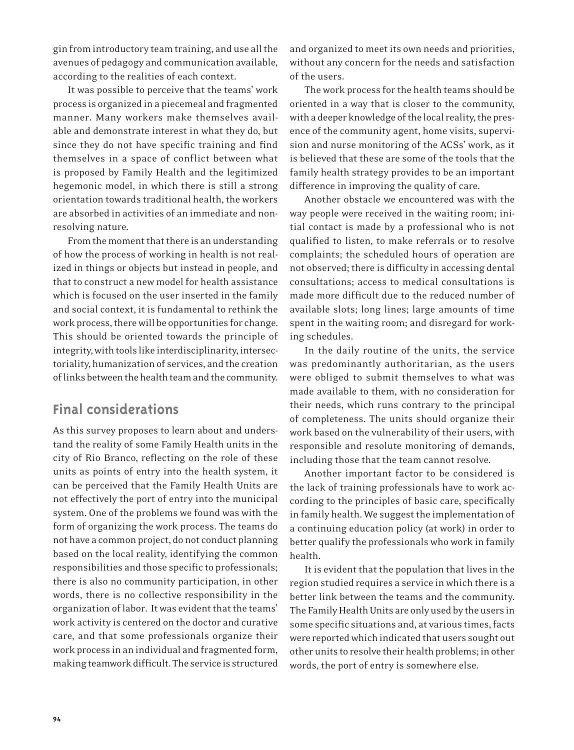gin from introductory team training, and use all the avenues of pedagogy and communication available, according to the realities of each context.

It was possible to perceive that the teams' work process is organized in a piecemeal and fragmented manner. Many workers make themselves available and demonstrate interest in what they do, but since they do not have specific training and find themselves in a space of conflict between what is proposed by Family Health and the legitimized hegemonic model, in which there is still a strong orientation towards traditional health, the workers are absorbed in activities of an immediate and non-resolving nature.

From the moment that there is an understanding of how the process of working in health is not realized in things or objects but instead in people, and that to construct a new model for health assistance which is focused on the user inserted in the family and social context, it is fundamental to rethink the work process, there will be opportunities for change. This should be oriented towards the principle of integrity, with tools like interdisciplinarity, intersectoriality, humanization of services, and the creation of links between the health team and the community.

## Final considerations

As this survey proposes to learn about and understand the reality of some Family Health units in the city of Rio Branco, reflecting on the role of these units as points of entry into the health system, it can be perceived that the Family Health Units are not effectively the port of entry into the municipal system. One of the problems we found was with the form of organizing the work process. The teams do not have a common project, do not conduct planning based on the local reality, identifying the common responsibilities and those specific to professionals; there is also no community participation, in other words, there is no collective responsibility in the organization of labor. It was evident that the teams' work activity is centered on the doctor and curative care, and that some professionals organize their work process in an individual and fragmented form, making teamwork difficult. The service is structured and organized to meet its own needs and priorities, without any concern for the needs and satisfaction of the users.

The work process for the health teams should be oriented in a way that is closer to the community, with a deeper knowledge of the local reality, the presence of the community agent, home visits, supervision and nurse monitoring of the ACSs' work, as it is believed that these are some of the tools that the family health strategy provides to be an important difference in improving the quality of care.

Another obstacle we encountered was with the way people were received in the waiting room; initial contact is made by a professional who is not qualified to listen, to make referrals or to resolve complaints; the scheduled hours of operation are not observed; there is difficulty in accessing dental consultations; access to medical consultations is made more difficult due to the reduced number of available slots; long lines; large amounts of time spent in the waiting room; and disregard for working schedules.

In the daily routine of the units, the service was predominantly authoritarian, as the users were obliged to submit themselves to what was made available to them, with no consideration for their needs, which runs contrary to the principal of completeness. The units should organize their work based on the vulnerability of their users, with responsible and resolute monitoring of demands, including those that the team cannot resolve.

Another important factor to be considered is the lack of training professionals have to work according to the principles of basic care, specifically in family health. We suggest the implementation of a continuing education policy (at work) in order to better qualify the professionals who work in family health.

It is evident that the population that lives in the region studied requires a service in which there is a better link between the teams and the community. The Family Health Units are only used by the users in some specific situations and, at various times, facts were reported which indicated that users sought out other units to resolve their health problems; in other words, the port of entry is somewhere else.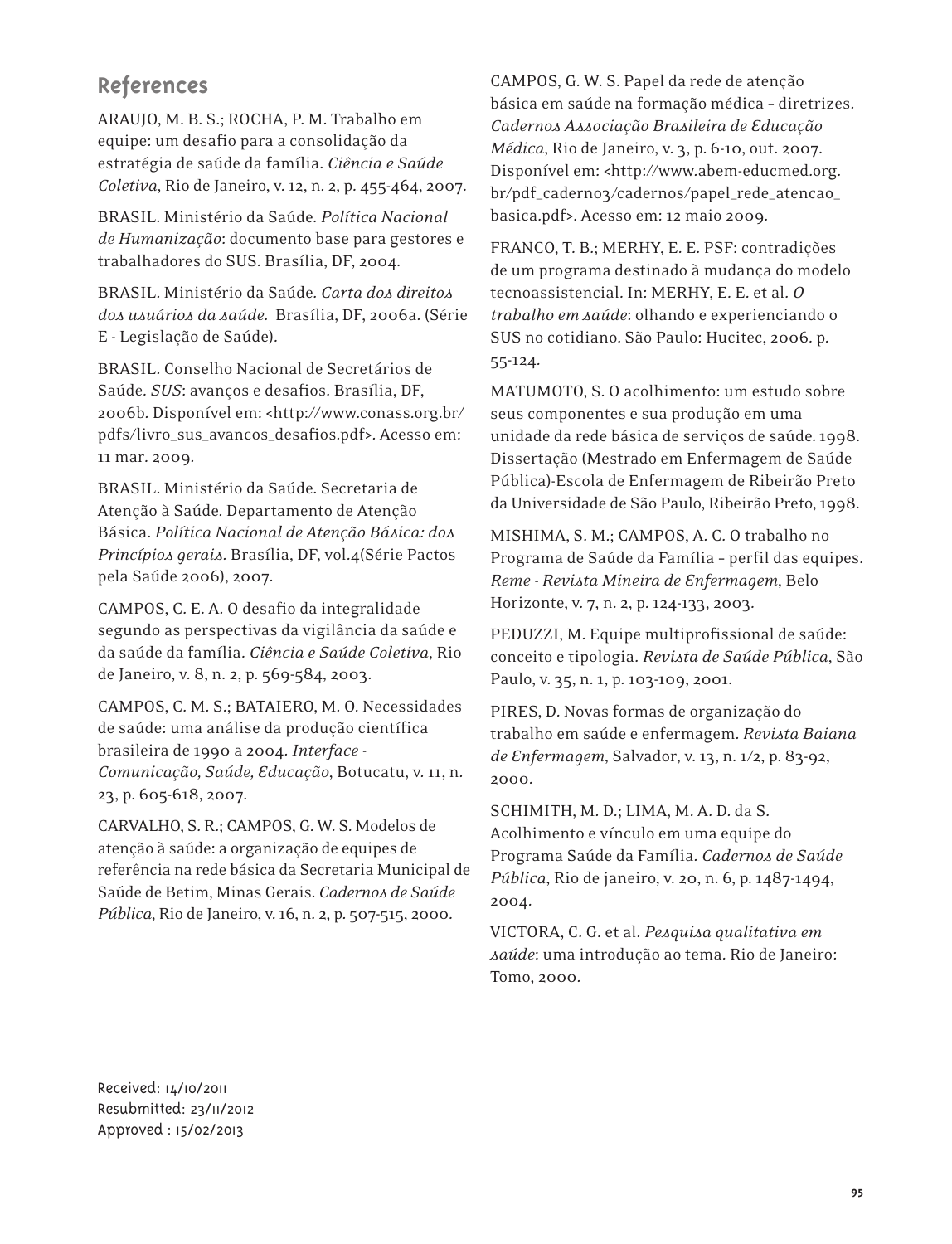## References

ARAUJO, M. B. S.; ROCHA, P. M. Trabalho em equipe: um desafio para a consolidação da estratégia de saúde da família. *Ciência e Saúde Coletiva*, Rio de Janeiro, v. 12, n. 2, p. 455-464, 2007.

BRASIL. Ministério da Saúde. *Política Nacional de Humanização*: documento base para gestores e trabalhadores do SUS. Brasília, DF, 2004.

BRASIL. Ministério da Saúde. *Carta dos direitos dos usuários da saúde*. Brasília, DF, 2006a. (Série E - Legislação de Saúde).

BRASIL. Conselho Nacional de Secretários de Saúde. *SUS*: avanços e desafios. Brasília, DF, 2006b. Disponível em: <http://www.conass.org.br/pdfs/livro_sus_avancos_desafios.pdf>. Acesso em: 11 mar. 2009.

BRASIL. Ministério da Saúde. Secretaria de Atenção à Saúde. Departamento de Atenção Básica. *Política Nacional de Atenção Básica: dos Princípios gerais*. Brasília, DF, vol.4(Série Pactos pela Saúde 2006), 2007.

CAMPOS, C. E. A. O desafio da integralidade segundo as perspectivas da vigilância da saúde e da saúde da família. *Ciência e Saúde Coletiva*, Rio de Janeiro, v. 8, n. 2, p. 569-584, 2003.

CAMPOS, C. M. S.; BATAIERO, M. O. Necessidades de saúde: uma análise da produção científica brasileira de 1990 a 2004. *Interface - Comunicação, Saúde, Educação*, Botucatu, v. 11, n. 23, p. 605-618, 2007.

CARVALHO, S. R.; CAMPOS, G. W. S. Modelos de atenção à saúde: a organização de equipes de referência na rede básica da Secretaria Municipal de Saúde de Betim, Minas Gerais. *Cadernos de Saúde Pública*, Rio de Janeiro, v. 16, n. 2, p. 507-515, 2000.

CAMPOS, G. W. S. Papel da rede de atenção básica em saúde na formação médica – diretrizes. *Cadernos Associação Brasileira de Educação Médica*, Rio de Janeiro, v. 3, p. 6-10, out. 2007. Disponível em: <http://www.abem-educmed.org.br/pdf_caderno3/cadernos/papel_rede_atencao_basica.pdf>. Acesso em: 12 maio 2009.

FRANCO, T. B.; MERHY, E. E. PSF: contradições de um programa destinado à mudança do modelo tecnoassistencial. In: MERHY, E. E. et al. *O trabalho em saúde*: olhando e experienciando o SUS no cotidiano. São Paulo: Hucitec, 2006. p. 55-124.

MATUMOTO, S. O acolhimento: um estudo sobre seus componentes e sua produção em uma unidade da rede básica de serviços de saúde. 1998. Dissertação (Mestrado em Enfermagem de Saúde Pública)-Escola de Enfermagem de Ribeirão Preto da Universidade de São Paulo, Ribeirão Preto, 1998.

MISHIMA, S. M.; CAMPOS, A. C. O trabalho no Programa de Saúde da Família – perfil das equipes. *Reme - Revista Mineira de Enfermagem*, Belo Horizonte, v. 7, n. 2, p. 124-133, 2003.

PEDUZZI, M. Equipe multiprofissional de saúde: conceito e tipologia. *Revista de Saúde Pública*, São Paulo, v. 35, n. 1, p. 103-109, 2001.

PIRES, D. Novas formas de organização do trabalho em saúde e enfermagem. *Revista Baiana de Enfermagem*, Salvador, v. 13, n. 1/2, p. 83-92, 2000.

SCHIMITH, M. D.; LIMA, M. A. D. da S. Acolhimento e vínculo em uma equipe do Programa Saúde da Família. *Cadernos de Saúde Pública*, Rio de janeiro, v. 20, n. 6, p. 1487-1494, 2004.

VICTORA, C. G. et al. *Pesquisa qualitativa em saúde*: uma introdução ao tema. Rio de Janeiro: Tomo, 2000.

Received: 14/10/2011
Resubmitted: 23/11/2012
Approved : 15/02/2013